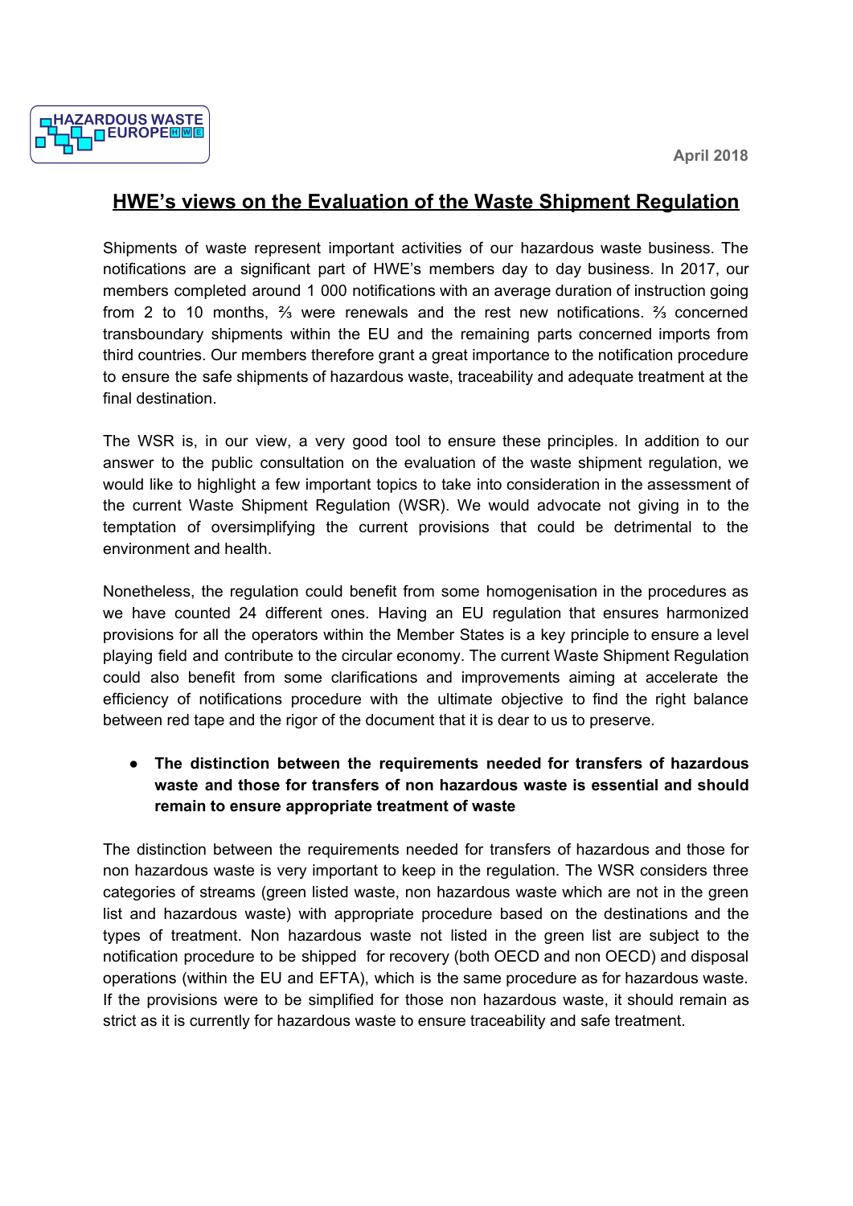HAZARDOUS WASTE EUROPE

April 2018

# HWE's views on the Evaluation of the Waste Shipment Regulation

Shipments of waste represent important activities of our hazardous waste business. The notifications are a significant part of HWE's members day to day business. In 2017, our members completed around 1 000 notifications with an average duration of instruction going from 2 to 10 months, ⅔ were renewals and the rest new notifications. ⅔ concerned transboundary shipments within the EU and the remaining parts concerned imports from third countries. Our members therefore grant a great importance to the notification procedure to ensure the safe shipments of hazardous waste, traceability and adequate treatment at the final destination.

The WSR is, in our view, a very good tool to ensure these principles. In addition to our answer to the public consultation on the evaluation of the waste shipment regulation, we would like to highlight a few important topics to take into consideration in the assessment of the current Waste Shipment Regulation (WSR). We would advocate not giving in to the temptation of oversimplifying the current provisions that could be detrimental to the environment and health.

Nonetheless, the regulation could benefit from some homogenisation in the procedures as we have counted 24 different ones. Having an EU regulation that ensures harmonized provisions for all the operators within the Member States is a key principle to ensure a level playing field and contribute to the circular economy. The current Waste Shipment Regulation could also benefit from some clarifications and improvements aiming at accelerate the efficiency of notifications procedure with the ultimate objective to find the right balance between red tape and the rigor of the document that it is dear to us to preserve.

- **The distinction between the requirements needed for transfers of hazardous waste and those for transfers of non hazardous waste is essential and should remain to ensure appropriate treatment of waste**

The distinction between the requirements needed for transfers of hazardous and those for non hazardous waste is very important to keep in the regulation. The WSR considers three categories of streams (green listed waste, non hazardous waste which are not in the green list and hazardous waste) with appropriate procedure based on the destinations and the types of treatment. Non hazardous waste not listed in the green list are subject to the notification procedure to be shipped for recovery (both OECD and non OECD) and disposal operations (within the EU and EFTA), which is the same procedure as for hazardous waste. If the provisions were to be simplified for those non hazardous waste, it should remain as strict as it is currently for hazardous waste to ensure traceability and safe treatment.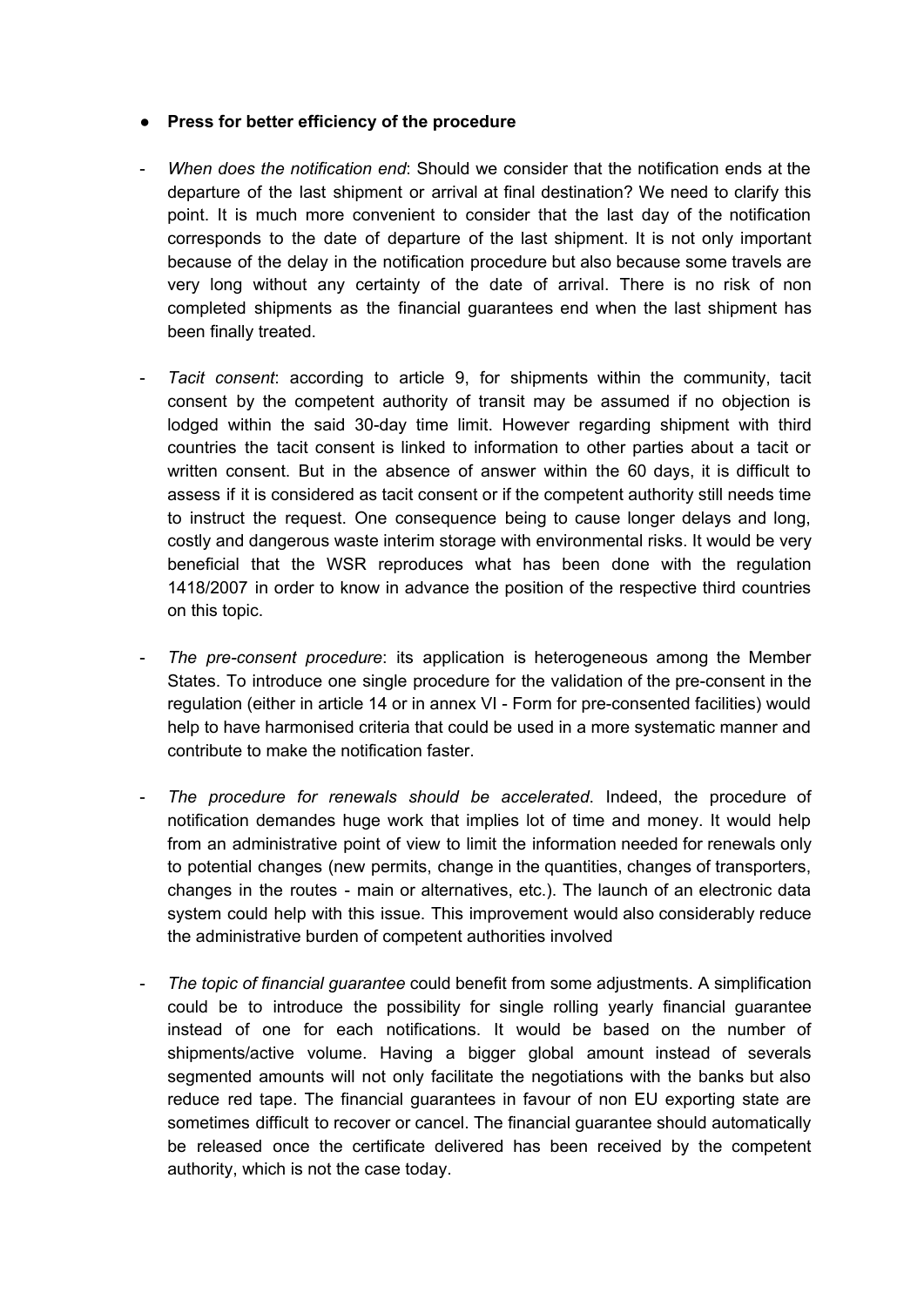- **Press for better efficiency of the procedure**

- *When does the notification end*: Should we consider that the notification ends at the departure of the last shipment or arrival at final destination? We need to clarify this point. It is much more convenient to consider that the last day of the notification corresponds to the date of departure of the last shipment. It is not only important because of the delay in the notification procedure but also because some travels are very long without any certainty of the date of arrival. There is no risk of non completed shipments as the financial guarantees end when the last shipment has been finally treated.

- *Tacit consent*: according to article 9, for shipments within the community, tacit consent by the competent authority of transit may be assumed if no objection is lodged within the said 30-day time limit. However regarding shipment with third countries the tacit consent is linked to information to other parties about a tacit or written consent. But in the absence of answer within the 60 days, it is difficult to assess if it is considered as tacit consent or if the competent authority still needs time to instruct the request. One consequence being to cause longer delays and long, costly and dangerous waste interim storage with environmental risks. It would be very beneficial that the WSR reproduces what has been done with the regulation 1418/2007 in order to know in advance the position of the respective third countries on this topic.

- *The pre-consent procedure*: its application is heterogeneous among the Member States. To introduce one single procedure for the validation of the pre-consent in the regulation (either in article 14 or in annex VI - Form for pre-consented facilities) would help to have harmonised criteria that could be used in a more systematic manner and contribute to make the notification faster.

- *The procedure for renewals should be accelerated*. Indeed, the procedure of notification demandes huge work that implies lot of time and money. It would help from an administrative point of view to limit the information needed for renewals only to potential changes (new permits, change in the quantities, changes of transporters, changes in the routes - main or alternatives, etc.). The launch of an electronic data system could help with this issue. This improvement would also considerably reduce the administrative burden of competent authorities involved

- *The topic of financial guarantee* could benefit from some adjustments. A simplification could be to introduce the possibility for single rolling yearly financial guarantee instead of one for each notifications. It would be based on the number of shipments/active volume. Having a bigger global amount instead of severals segmented amounts will not only facilitate the negotiations with the banks but also reduce red tape. The financial guarantees in favour of non EU exporting state are sometimes difficult to recover or cancel. The financial guarantee should automatically be released once the certificate delivered has been received by the competent authority, which is not the case today.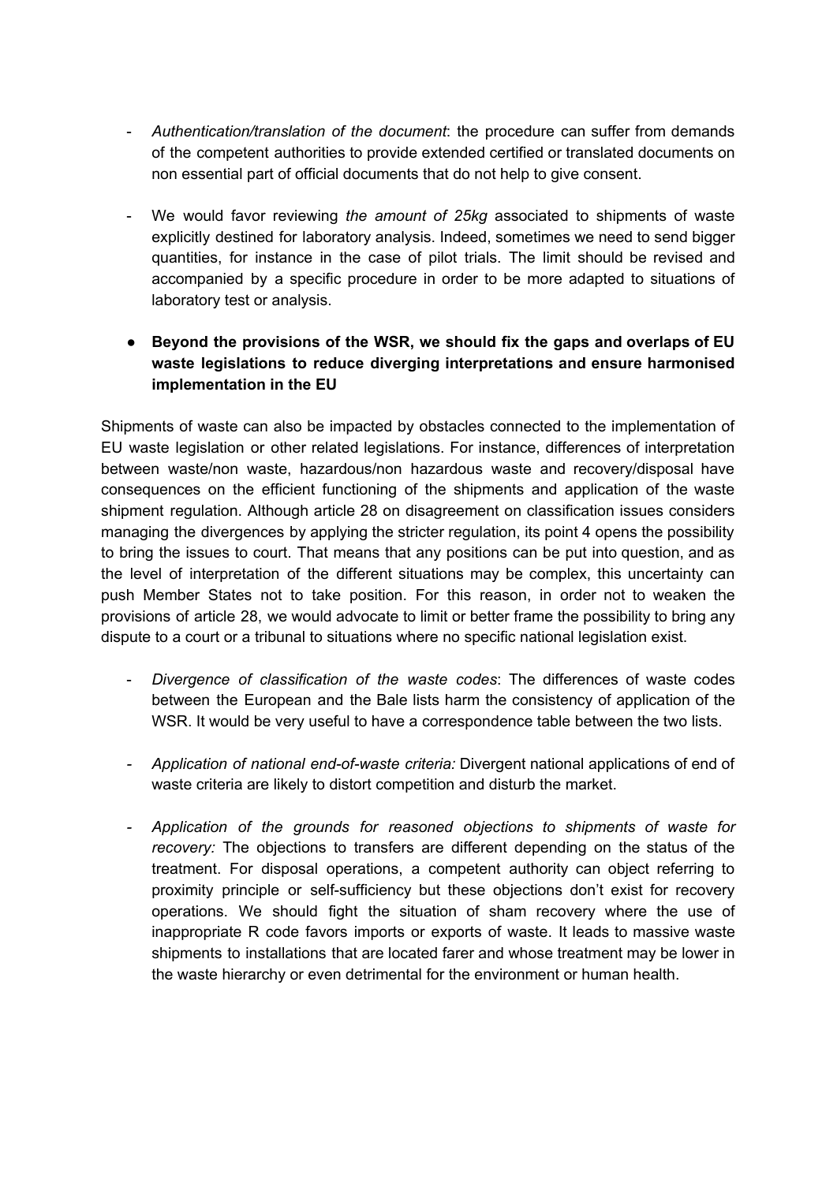- *Authentication/translation of the document*: the procedure can suffer from demands of the competent authorities to provide extended certified or translated documents on non essential part of official documents that do not help to give consent.

- We would favor reviewing *the amount of 25kg* associated to shipments of waste explicitly destined for laboratory analysis. Indeed, sometimes we need to send bigger quantities, for instance in the case of pilot trials. The limit should be revised and accompanied by a specific procedure in order to be more adapted to situations of laboratory test or analysis.

- **Beyond the provisions of the WSR, we should fix the gaps and overlaps of EU waste legislations to reduce diverging interpretations and ensure harmonised implementation in the EU**

Shipments of waste can also be impacted by obstacles connected to the implementation of EU waste legislation or other related legislations. For instance, differences of interpretation between waste/non waste, hazardous/non hazardous waste and recovery/disposal have consequences on the efficient functioning of the shipments and application of the waste shipment regulation. Although article 28 on disagreement on classification issues considers managing the divergences by applying the stricter regulation, its point 4 opens the possibility to bring the issues to court. That means that any positions can be put into question, and as the level of interpretation of the different situations may be complex, this uncertainty can push Member States not to take position. For this reason, in order not to weaken the provisions of article 28, we would advocate to limit or better frame the possibility to bring any dispute to a court or a tribunal to situations where no specific national legislation exist.

- *Divergence of classification of the waste codes*: The differences of waste codes between the European and the Bale lists harm the consistency of application of the WSR. It would be very useful to have a correspondence table between the two lists.

- *Application of national end-of-waste criteria:* Divergent national applications of end of waste criteria are likely to distort competition and disturb the market.

- *Application of the grounds for reasoned objections to shipments of waste for recovery:* The objections to transfers are different depending on the status of the treatment. For disposal operations, a competent authority can object referring to proximity principle or self-sufficiency but these objections don't exist for recovery operations. We should fight the situation of sham recovery where the use of inappropriate R code favors imports or exports of waste. It leads to massive waste shipments to installations that are located farer and whose treatment may be lower in the waste hierarchy or even detrimental for the environment or human health.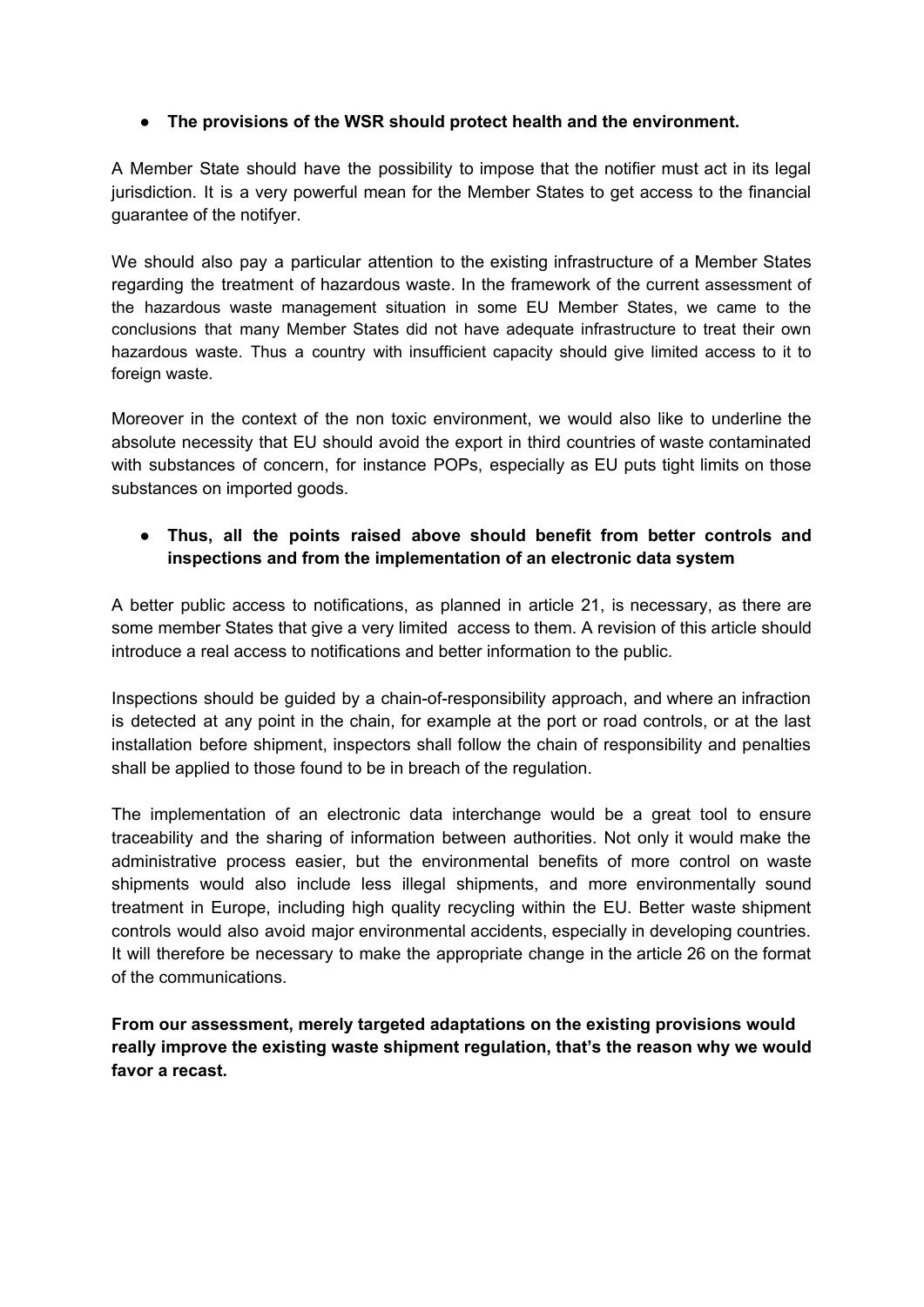- **The provisions of the WSR should protect health and the environment.**

A Member State should have the possibility to impose that the notifier must act in its legal jurisdiction. It is a very powerful mean for the Member States to get access to the financial guarantee of the notifyer.

We should also pay a particular attention to the existing infrastructure of a Member States regarding the treatment of hazardous waste. In the framework of the current assessment of the hazardous waste management situation in some EU Member States, we came to the conclusions that many Member States did not have adequate infrastructure to treat their own hazardous waste. Thus a country with insufficient capacity should give limited access to it to foreign waste.

Moreover in the context of the non toxic environment, we would also like to underline the absolute necessity that EU should avoid the export in third countries of waste contaminated with substances of concern, for instance POPs, especially as EU puts tight limits on those substances on imported goods.

- **Thus, all the points raised above should benefit from better controls and inspections and from the implementation of an electronic data system**

A better public access to notifications, as planned in article 21, is necessary, as there are some member States that give a very limited access to them. A revision of this article should introduce a real access to notifications and better information to the public.

Inspections should be guided by a chain-of-responsibility approach, and where an infraction is detected at any point in the chain, for example at the port or road controls, or at the last installation before shipment, inspectors shall follow the chain of responsibility and penalties shall be applied to those found to be in breach of the regulation.

The implementation of an electronic data interchange would be a great tool to ensure traceability and the sharing of information between authorities. Not only it would make the administrative process easier, but the environmental benefits of more control on waste shipments would also include less illegal shipments, and more environmentally sound treatment in Europe, including high quality recycling within the EU. Better waste shipment controls would also avoid major environmental accidents, especially in developing countries. It will therefore be necessary to make the appropriate change in the article 26 on the format of the communications.

**From our assessment, merely targeted adaptations on the existing provisions would really improve the existing waste shipment regulation, that's the reason why we would favor a recast.**